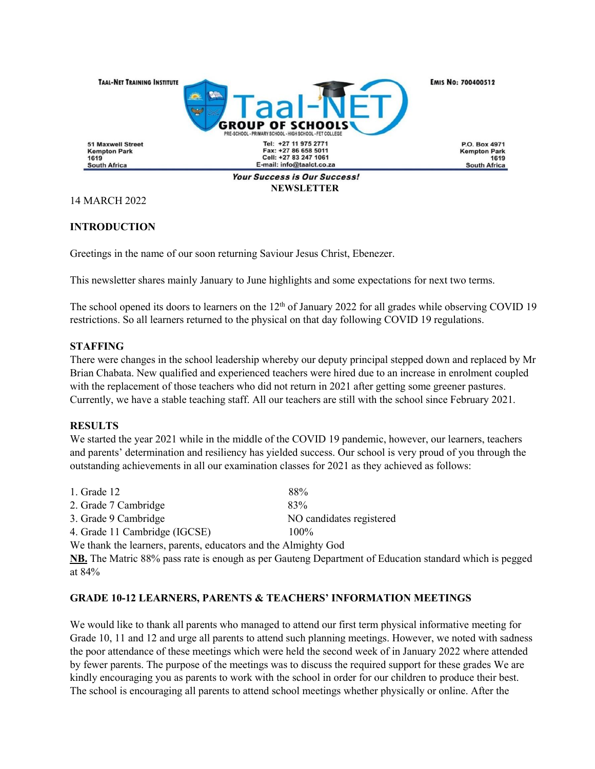TAAL-NET TRAINING INSTITUTE

**Taal-NET GROUP OF SCHOOLS**

PRE-SCHOOL - PRIMARY SCHOOL - HIGH SCHOOL - FET COLLEGE

EMIS NO: 700400512

51 Maxwell Street
Kempton Park
1619
South Africa

Tel: +27 11 975 2771
Fax: +27 86 658 5011
Cell: +27 83 247 1061
E-mail: info@taalct.co.za

P.O. Box 4971
Kempton Park
1619
South Africa

***Your Success is Our Success!***

**NEWSLETTER**

14 MARCH 2022

## INTRODUCTION

Greetings in the name of our soon returning Saviour Jesus Christ, Ebenezer.

This newsletter shares mainly January to June highlights and some expectations for next two terms.

The school opened its doors to learners on the 12th of January 2022 for all grades while observing COVID 19 restrictions. So all learners returned to the physical on that day following COVID 19 regulations.

## STAFFING

There were changes in the school leadership whereby our deputy principal stepped down and replaced by Mr Brian Chabata. New qualified and experienced teachers were hired due to an increase in enrolment coupled with the replacement of those teachers who did not return in 2021 after getting some greener pastures. Currently, we have a stable teaching staff. All our teachers are still with the school since February 2021.

## RESULTS

We started the year 2021 while in the middle of the COVID 19 pandemic, however, our learners, teachers and parents' determination and resiliency has yielded success. Our school is very proud of you through the outstanding achievements in all our examination classes for 2021 as they achieved as follows:

1. Grade 12 — 88%
2. Grade 7 Cambridge — 83%
3. Grade 9 Cambridge — NO candidates registered
4. Grade 11 Cambridge (IGCSE) — 100%

We thank the learners, parents, educators and the Almighty God

**NB.** The Matric 88% pass rate is enough as per Gauteng Department of Education standard which is pegged at 84%

## GRADE 10-12 LEARNERS, PARENTS & TEACHERS' INFORMATION MEETINGS

We would like to thank all parents who managed to attend our first term physical informative meeting for Grade 10, 11 and 12 and urge all parents to attend such planning meetings. However, we noted with sadness the poor attendance of these meetings which were held the second week of in January 2022 where attended by fewer parents. The purpose of the meetings was to discuss the required support for these grades We are kindly encouraging you as parents to work with the school in order for our children to produce their best. The school is encouraging all parents to attend school meetings whether physically or online. After the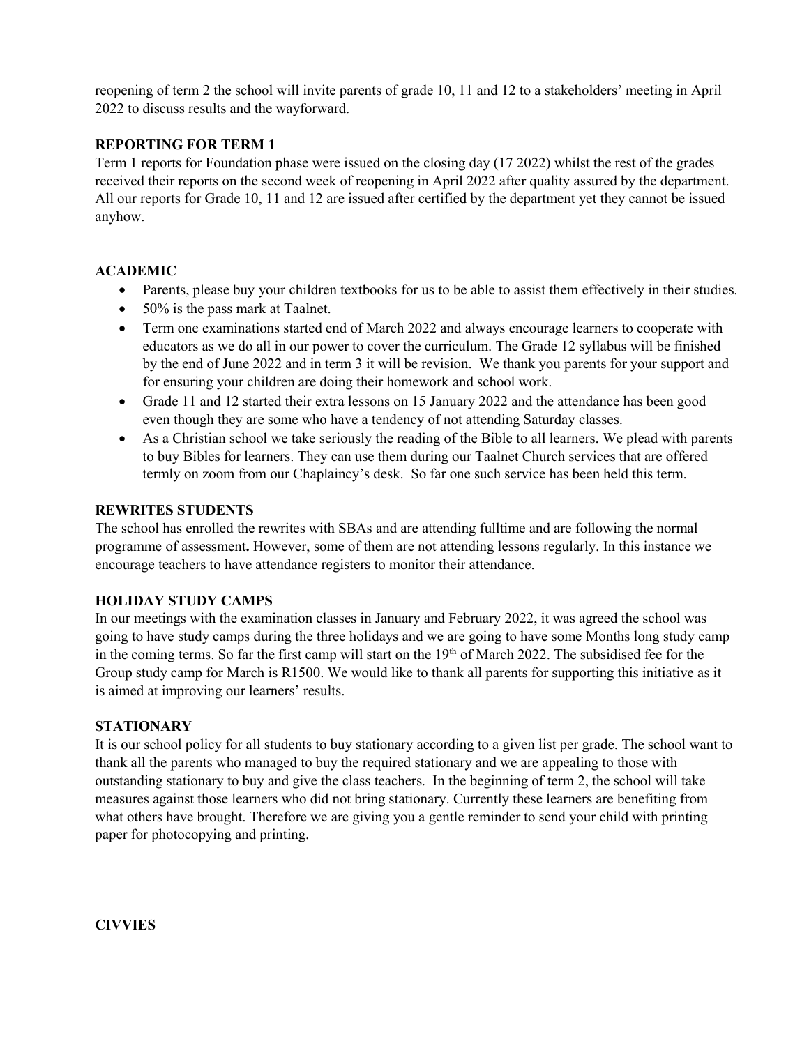reopening of term 2 the school will invite parents of grade 10, 11 and 12 to a stakeholders' meeting in April 2022 to discuss results and the wayforward.

**REPORTING FOR TERM 1**

Term 1 reports for Foundation phase were issued on the closing day (17 2022) whilst the rest of the grades received their reports on the second week of reopening in April 2022 after quality assured by the department. All our reports for Grade 10, 11 and 12 are issued after certified by the department yet they cannot be issued anyhow.

**ACADEMIC**

- Parents, please buy your children textbooks for us to be able to assist them effectively in their studies.
- 50% is the pass mark at Taalnet.
- Term one examinations started end of March 2022 and always encourage learners to cooperate with educators as we do all in our power to cover the curriculum. The Grade 12 syllabus will be finished by the end of June 2022 and in term 3 it will be revision. We thank you parents for your support and for ensuring your children are doing their homework and school work.
- Grade 11 and 12 started their extra lessons on 15 January 2022 and the attendance has been good even though they are some who have a tendency of not attending Saturday classes.
- As a Christian school we take seriously the reading of the Bible to all learners. We plead with parents to buy Bibles for learners. They can use them during our Taalnet Church services that are offered termly on zoom from our Chaplaincy's desk. So far one such service has been held this term.

**REWRITES STUDENTS**

The school has enrolled the rewrites with SBAs and are attending fulltime and are following the normal programme of assessment**.** However, some of them are not attending lessons regularly. In this instance we encourage teachers to have attendance registers to monitor their attendance.

**HOLIDAY STUDY CAMPS**

In our meetings with the examination classes in January and February 2022, it was agreed the school was going to have study camps during the three holidays and we are going to have some Months long study camp in the coming terms. So far the first camp will start on the 19th of March 2022. The subsidised fee for the Group study camp for March is R1500. We would like to thank all parents for supporting this initiative as it is aimed at improving our learners' results.

**STATIONARY**

It is our school policy for all students to buy stationary according to a given list per grade. The school want to thank all the parents who managed to buy the required stationary and we are appealing to those with outstanding stationary to buy and give the class teachers. In the beginning of term 2, the school will take measures against those learners who did not bring stationary. Currently these learners are benefiting from what others have brought. Therefore we are giving you a gentle reminder to send your child with printing paper for photocopying and printing.

**CIVVIES**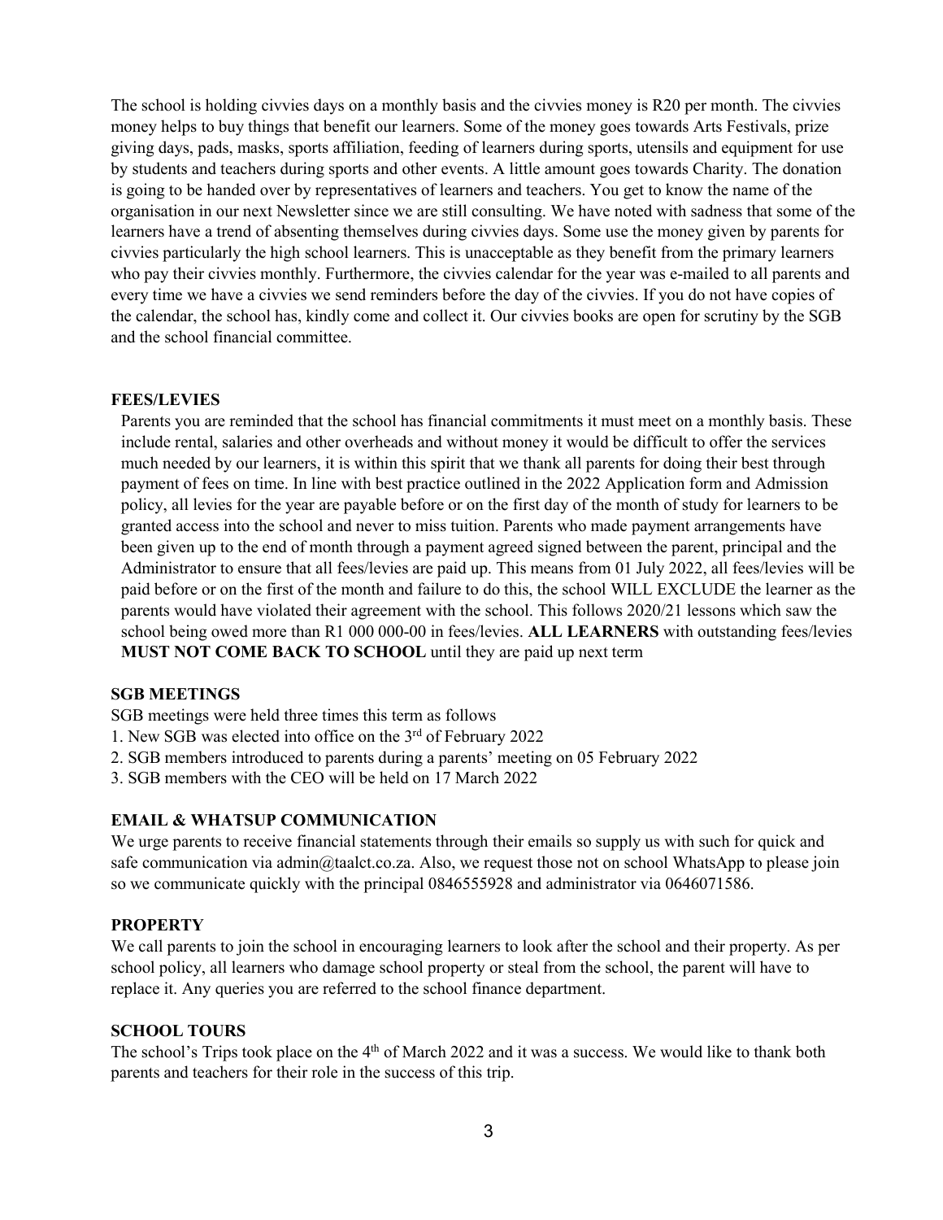The school is holding civvies days on a monthly basis and the civvies money is R20 per month. The civvies money helps to buy things that benefit our learners. Some of the money goes towards Arts Festivals, prize giving days, pads, masks, sports affiliation, feeding of learners during sports, utensils and equipment for use by students and teachers during sports and other events. A little amount goes towards Charity. The donation is going to be handed over by representatives of learners and teachers. You get to know the name of the organisation in our next Newsletter since we are still consulting. We have noted with sadness that some of the learners have a trend of absenting themselves during civvies days. Some use the money given by parents for civvies particularly the high school learners. This is unacceptable as they benefit from the primary learners who pay their civvies monthly. Furthermore, the civvies calendar for the year was e-mailed to all parents and every time we have a civvies we send reminders before the day of the civvies. If you do not have copies of the calendar, the school has, kindly come and collect it. Our civvies books are open for scrutiny by the SGB and the school financial committee.

### FEES/LEVIES

Parents you are reminded that the school has financial commitments it must meet on a monthly basis. These include rental, salaries and other overheads and without money it would be difficult to offer the services much needed by our learners, it is within this spirit that we thank all parents for doing their best through payment of fees on time. In line with best practice outlined in the 2022 Application form and Admission policy, all levies for the year are payable before or on the first day of the month of study for learners to be granted access into the school and never to miss tuition. Parents who made payment arrangements have been given up to the end of month through a payment agreed signed between the parent, principal and the Administrator to ensure that all fees/levies are paid up. This means from 01 July 2022, all fees/levies will be paid before or on the first of the month and failure to do this, the school WILL EXCLUDE the learner as the parents would have violated their agreement with the school. This follows 2020/21 lessons which saw the school being owed more than R1 000 000-00 in fees/levies. **ALL LEARNERS** with outstanding fees/levies **MUST NOT COME BACK TO SCHOOL** until they are paid up next term

### SGB MEETINGS

SGB meetings were held three times this term as follows

1. New SGB was elected into office on the 3rd of February 2022
2. SGB members introduced to parents during a parents' meeting on 05 February 2022
3. SGB members with the CEO will be held on 17 March 2022

### EMAIL & WHATSUP COMMUNICATION

We urge parents to receive financial statements through their emails so supply us with such for quick and safe communication via admin@taalct.co.za. Also, we request those not on school WhatsApp to please join so we communicate quickly with the principal 0846555928 and administrator via 0646071586.

### PROPERTY

We call parents to join the school in encouraging learners to look after the school and their property. As per school policy, all learners who damage school property or steal from the school, the parent will have to replace it. Any queries you are referred to the school finance department.

### SCHOOL TOURS

The school's Trips took place on the 4th of March 2022 and it was a success. We would like to thank both parents and teachers for their role in the success of this trip.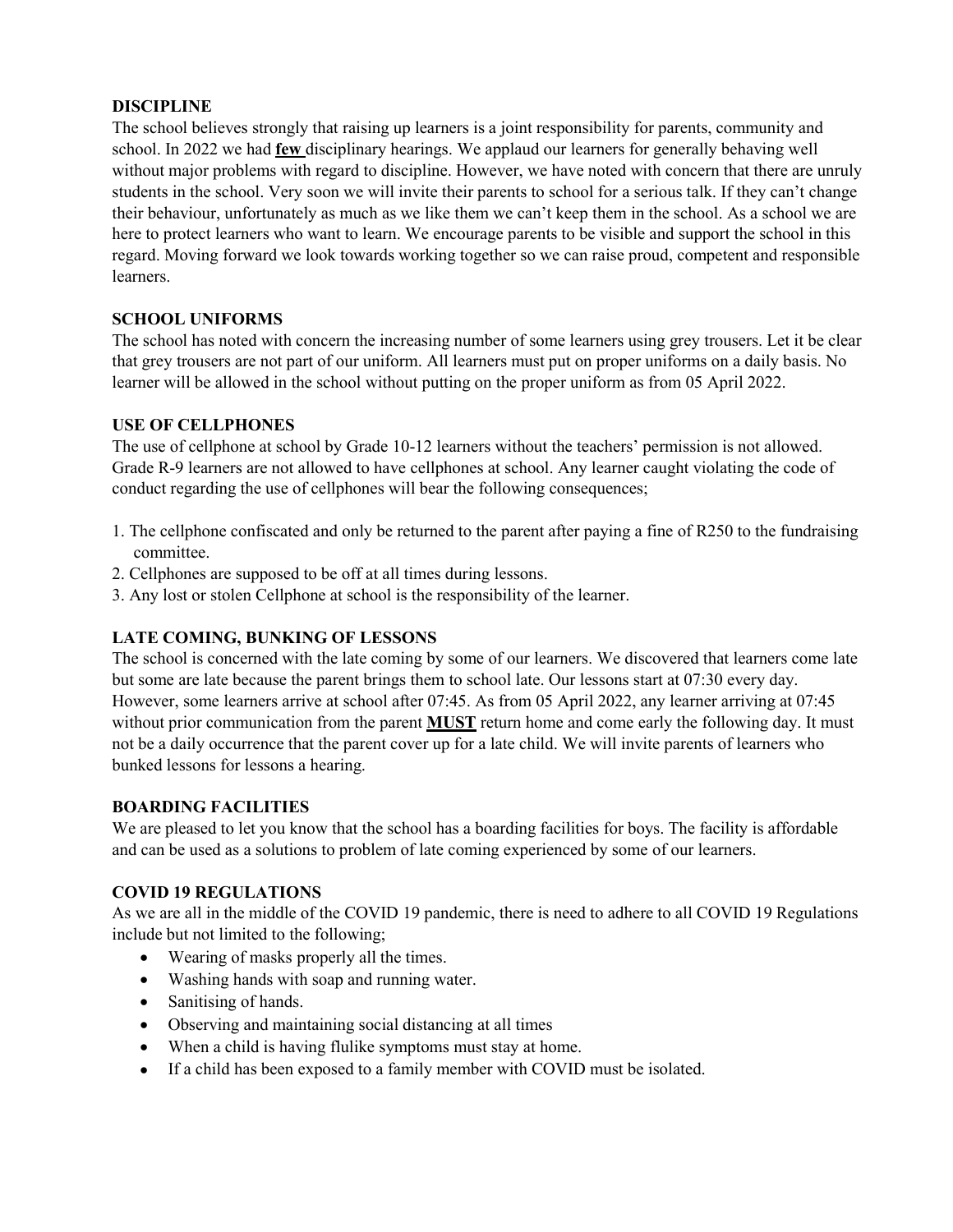## DISCIPLINE

The school believes strongly that raising up learners is a joint responsibility for parents, community and school. In 2022 we had **few** disciplinary hearings. We applaud our learners for generally behaving well without major problems with regard to discipline. However, we have noted with concern that there are unruly students in the school. Very soon we will invite their parents to school for a serious talk. If they can't change their behaviour, unfortunately as much as we like them we can't keep them in the school. As a school we are here to protect learners who want to learn. We encourage parents to be visible and support the school in this regard. Moving forward we look towards working together so we can raise proud, competent and responsible learners.

## SCHOOL UNIFORMS

The school has noted with concern the increasing number of some learners using grey trousers. Let it be clear that grey trousers are not part of our uniform. All learners must put on proper uniforms on a daily basis. No learner will be allowed in the school without putting on the proper uniform as from 05 April 2022.

## USE OF CELLPHONES

The use of cellphone at school by Grade 10-12 learners without the teachers' permission is not allowed. Grade R-9 learners are not allowed to have cellphones at school. Any learner caught violating the code of conduct regarding the use of cellphones will bear the following consequences;

1. The cellphone confiscated and only be returned to the parent after paying a fine of R250 to the fundraising committee.
2. Cellphones are supposed to be off at all times during lessons.
3. Any lost or stolen Cellphone at school is the responsibility of the learner.

## LATE COMING, BUNKING OF LESSONS

The school is concerned with the late coming by some of our learners. We discovered that learners come late but some are late because the parent brings them to school late. Our lessons start at 07:30 every day. However, some learners arrive at school after 07:45. As from 05 April 2022, any learner arriving at 07:45 without prior communication from the parent **MUST** return home and come early the following day. It must not be a daily occurrence that the parent cover up for a late child. We will invite parents of learners who bunked lessons for lessons a hearing.

## BOARDING FACILITIES

We are pleased to let you know that the school has a boarding facilities for boys. The facility is affordable and can be used as a solutions to problem of late coming experienced by some of our learners.

## COVID 19 REGULATIONS

As we are all in the middle of the COVID 19 pandemic, there is need to adhere to all COVID 19 Regulations include but not limited to the following;

- Wearing of masks properly all the times.
- Washing hands with soap and running water.
- Sanitising of hands.
- Observing and maintaining social distancing at all times
- When a child is having flulike symptoms must stay at home.
- If a child has been exposed to a family member with COVID must be isolated.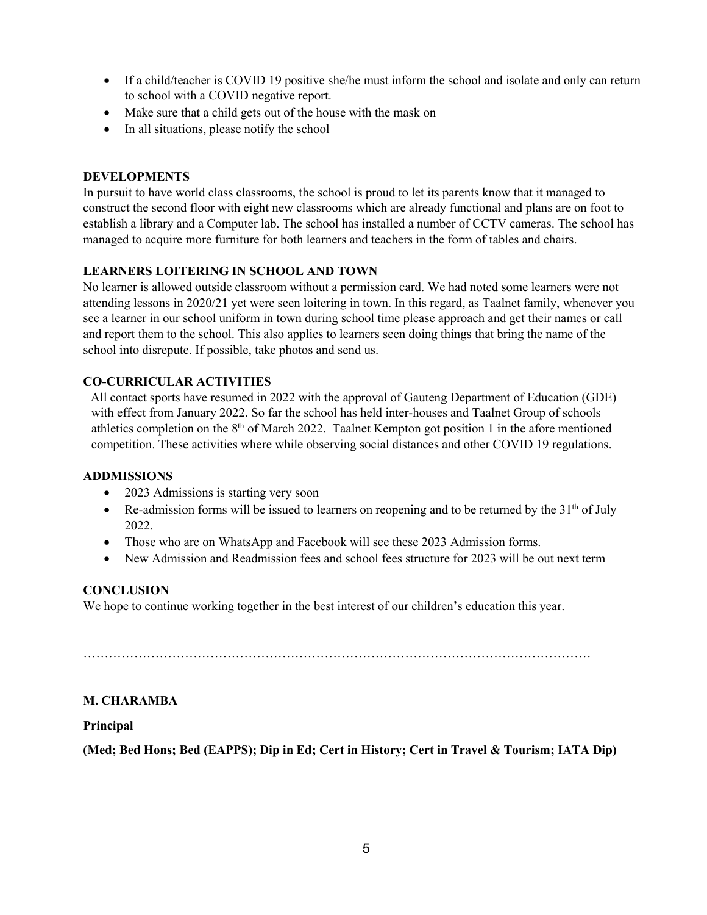- If a child/teacher is COVID 19 positive she/he must inform the school and isolate and only can return to school with a COVID negative report.
- Make sure that a child gets out of the house with the mask on
- In all situations, please notify the school

**DEVELOPMENTS**

In pursuit to have world class classrooms, the school is proud to let its parents know that it managed to construct the second floor with eight new classrooms which are already functional and plans are on foot to establish a library and a Computer lab. The school has installed a number of CCTV cameras. The school has managed to acquire more furniture for both learners and teachers in the form of tables and chairs.

**LEARNERS LOITERING IN SCHOOL AND TOWN**

No learner is allowed outside classroom without a permission card. We had noted some learners were not attending lessons in 2020/21 yet were seen loitering in town. In this regard, as Taalnet family, whenever you see a learner in our school uniform in town during school time please approach and get their names or call and report them to the school. This also applies to learners seen doing things that bring the name of the school into disrepute. If possible, take photos and send us.

**CO-CURRICULAR ACTIVITIES**

All contact sports have resumed in 2022 with the approval of Gauteng Department of Education (GDE) with effect from January 2022. So far the school has held inter-houses and Taalnet Group of schools athletics completion on the 8th of March 2022. Taalnet Kempton got position 1 in the afore mentioned competition. These activities where while observing social distances and other COVID 19 regulations.

**ADDMISSIONS**

- 2023 Admissions is starting very soon
- Re-admission forms will be issued to learners on reopening and to be returned by the 31th of July 2022.
- Those who are on WhatsApp and Facebook will see these 2023 Admission forms.
- New Admission and Readmission fees and school fees structure for 2023 will be out next term

**CONCLUSION**

We hope to continue working together in the best interest of our children's education this year.

……………………………………………………………………………………………………

**M. CHARAMBA**

**Principal**

**(Med; Bed Hons; Bed (EAPPS); Dip in Ed; Cert in History; Cert in Travel & Tourism; IATA Dip)**